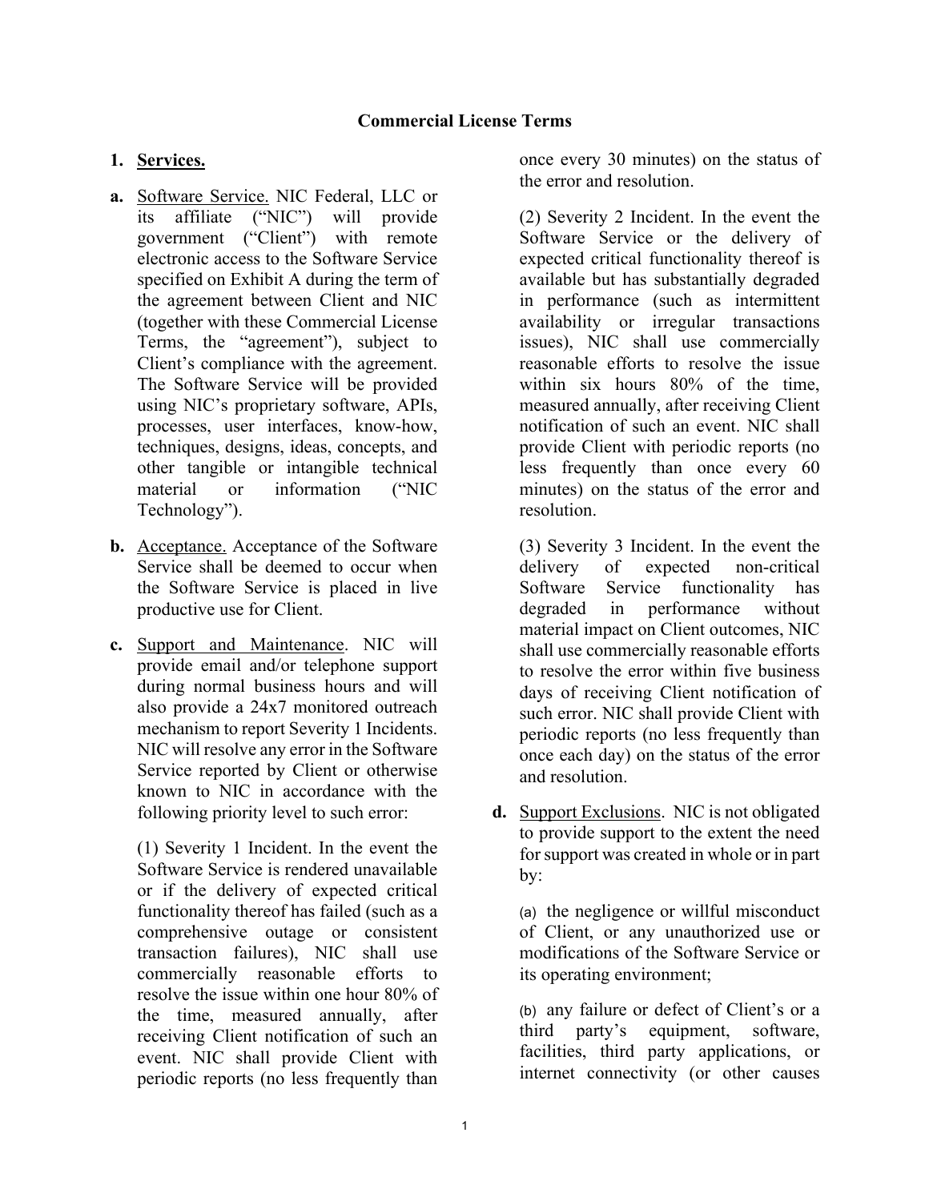# Commercial License Terms

1. **Services.**

**a.** Software Service. NIC Federal, LLC or its affiliate ("NIC") will provide government ("Client") with remote electronic access to the Software Service specified on Exhibit A during the term of the agreement between Client and NIC (together with these Commercial License Terms, the "agreement"), subject to Client's compliance with the agreement. The Software Service will be provided using NIC's proprietary software, APIs, processes, user interfaces, know-how, techniques, designs, ideas, concepts, and other tangible or intangible technical material or information ("NIC Technology").

**b.** Acceptance. Acceptance of the Software Service shall be deemed to occur when the Software Service is placed in live productive use for Client.

**c.** Support and Maintenance. NIC will provide email and/or telephone support during normal business hours and will also provide a 24x7 monitored outreach mechanism to report Severity 1 Incidents. NIC will resolve any error in the Software Service reported by Client or otherwise known to NIC in accordance with the following priority level to such error:

(1) Severity 1 Incident. In the event the Software Service is rendered unavailable or if the delivery of expected critical functionality thereof has failed (such as a comprehensive outage or consistent transaction failures), NIC shall use commercially reasonable efforts to resolve the issue within one hour 80% of the time, measured annually, after receiving Client notification of such an event. NIC shall provide Client with periodic reports (no less frequently than once every 30 minutes) on the status of the error and resolution.

(2) Severity 2 Incident. In the event the Software Service or the delivery of expected critical functionality thereof is available but has substantially degraded in performance (such as intermittent availability or irregular transactions issues), NIC shall use commercially reasonable efforts to resolve the issue within six hours 80% of the time, measured annually, after receiving Client notification of such an event. NIC shall provide Client with periodic reports (no less frequently than once every 60 minutes) on the status of the error and resolution.

(3) Severity 3 Incident. In the event the delivery of expected non-critical Software Service functionality has degraded in performance without material impact on Client outcomes, NIC shall use commercially reasonable efforts to resolve the error within five business days of receiving Client notification of such error. NIC shall provide Client with periodic reports (no less frequently than once each day) on the status of the error and resolution.

**d.** Support Exclusions. NIC is not obligated to provide support to the extent the need for support was created in whole or in part by:

(a) the negligence or willful misconduct of Client, or any unauthorized use or modifications of the Software Service or its operating environment;

(b) any failure or defect of Client's or a third party's equipment, software, facilities, third party applications, or internet connectivity (or other causes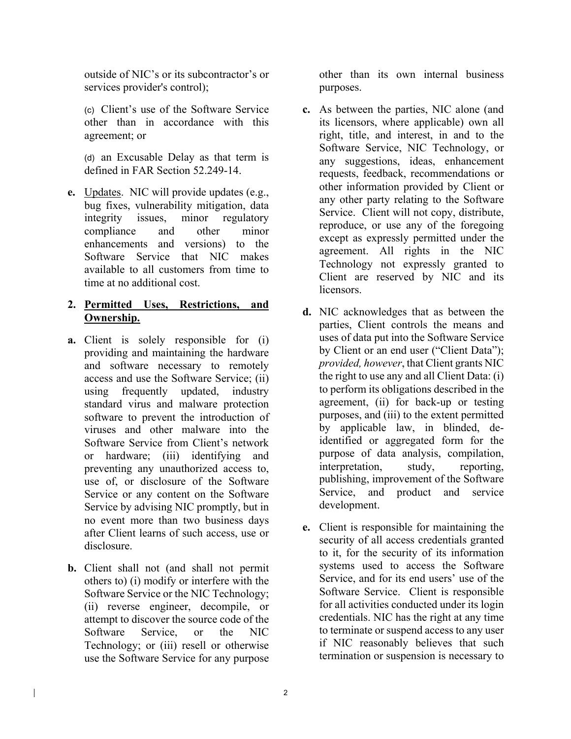outside of NIC's or its subcontractor's or services provider's control);

(c) Client's use of the Software Service other than in accordance with this agreement; or

(d) an Excusable Delay as that term is defined in FAR Section 52.249-14.

**e.** Updates. NIC will provide updates (e.g., bug fixes, vulnerability mitigation, data integrity issues, minor regulatory compliance and other minor enhancements and versions) to the Software Service that NIC makes available to all customers from time to time at no additional cost.

**2. Permitted Uses, Restrictions, and Ownership.**

**a.** Client is solely responsible for (i) providing and maintaining the hardware and software necessary to remotely access and use the Software Service; (ii) using frequently updated, industry standard virus and malware protection software to prevent the introduction of viruses and other malware into the Software Service from Client's network or hardware; (iii) identifying and preventing any unauthorized access to, use of, or disclosure of the Software Service or any content on the Software Service by advising NIC promptly, but in no event more than two business days after Client learns of such access, use or disclosure.

**b.** Client shall not (and shall not permit others to) (i) modify or interfere with the Software Service or the NIC Technology; (ii) reverse engineer, decompile, or attempt to discover the source code of the Software Service, or the NIC Technology; or (iii) resell or otherwise use the Software Service for any purpose other than its own internal business purposes.

**c.** As between the parties, NIC alone (and its licensors, where applicable) own all right, title, and interest, in and to the Software Service, NIC Technology, or any suggestions, ideas, enhancement requests, feedback, recommendations or other information provided by Client or any other party relating to the Software Service. Client will not copy, distribute, reproduce, or use any of the foregoing except as expressly permitted under the agreement. All rights in the NIC Technology not expressly granted to Client are reserved by NIC and its licensors.

**d.** NIC acknowledges that as between the parties, Client controls the means and uses of data put into the Software Service by Client or an end user ("Client Data"); *provided, however*, that Client grants NIC the right to use any and all Client Data: (i) to perform its obligations described in the agreement, (ii) for back-up or testing purposes, and (iii) to the extent permitted by applicable law, in blinded, de-identified or aggregated form for the purpose of data analysis, compilation, interpretation, study, reporting, publishing, improvement of the Software Service, and product and service development.

**e.** Client is responsible for maintaining the security of all access credentials granted to it, for the security of its information systems used to access the Software Service, and for its end users' use of the Software Service. Client is responsible for all activities conducted under its login credentials. NIC has the right at any time to terminate or suspend access to any user if NIC reasonably believes that such termination or suspension is necessary to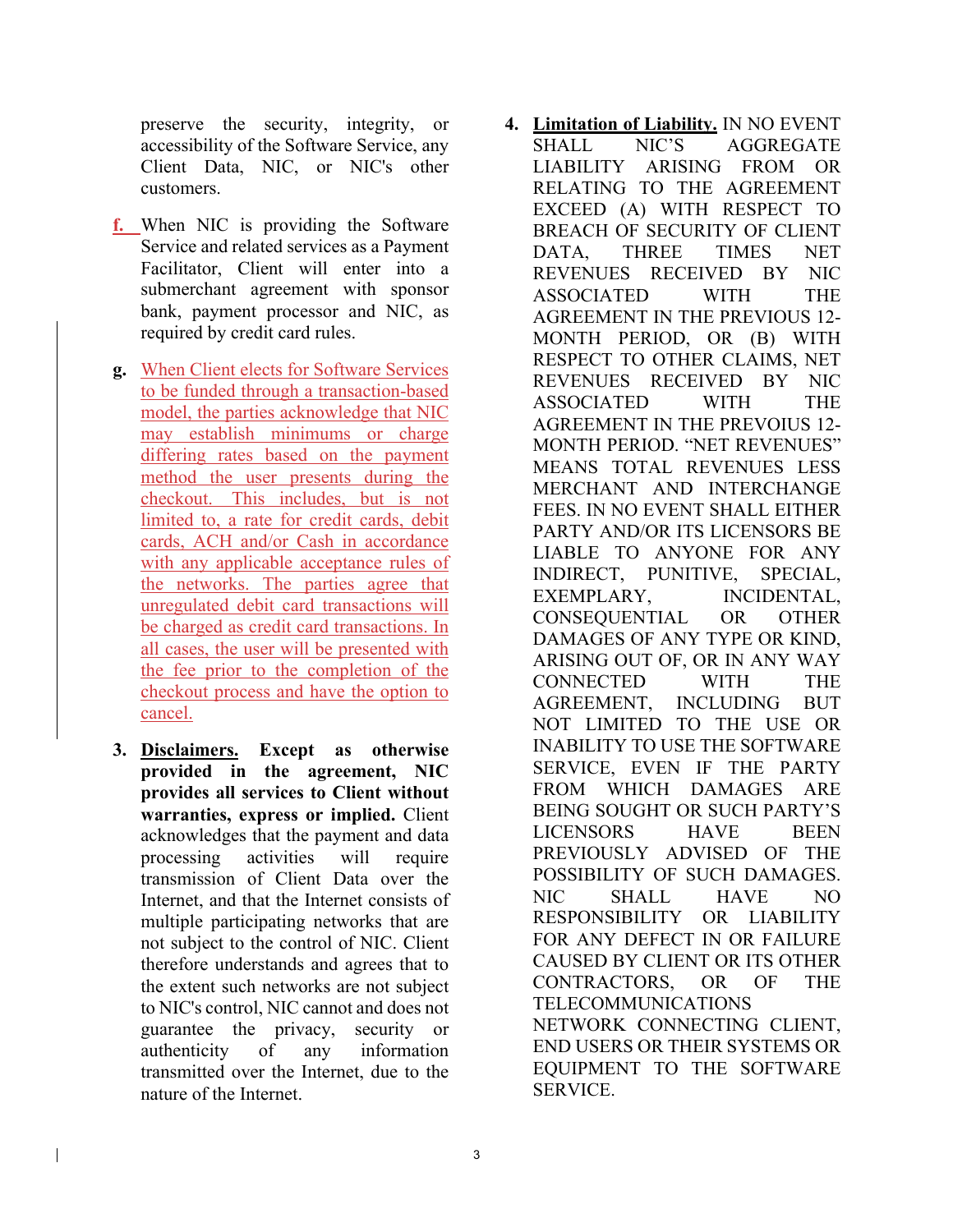preserve the security, integrity, or accessibility of the Software Service, any Client Data, NIC, or NIC's other customers.

f. When NIC is providing the Software Service and related services as a Payment Facilitator, Client will enter into a submerchant agreement with sponsor bank, payment processor and NIC, as required by credit card rules.

g. When Client elects for Software Services to be funded through a transaction-based model, the parties acknowledge that NIC may establish minimums or charge differing rates based on the payment method the user presents during the checkout. This includes, but is not limited to, a rate for credit cards, debit cards, ACH and/or Cash in accordance with any applicable acceptance rules of the networks. The parties agree that unregulated debit card transactions will be charged as credit card transactions. In all cases, the user will be presented with the fee prior to the completion of the checkout process and have the option to cancel.

3. **Disclaimers. Except as otherwise provided in the agreement, NIC provides all services to Client without warranties, express or implied.** Client acknowledges that the payment and data processing activities will require transmission of Client Data over the Internet, and that the Internet consists of multiple participating networks that are not subject to the control of NIC. Client therefore understands and agrees that to the extent such networks are not subject to NIC's control, NIC cannot and does not guarantee the privacy, security or authenticity of any information transmitted over the Internet, due to the nature of the Internet.

4. **Limitation of Liability.** IN NO EVENT SHALL NIC'S AGGREGATE LIABILITY ARISING FROM OR RELATING TO THE AGREEMENT EXCEED (A) WITH RESPECT TO BREACH OF SECURITY OF CLIENT DATA, THREE TIMES NET REVENUES RECEIVED BY NIC ASSOCIATED WITH THE AGREEMENT IN THE PREVIOUS 12-MONTH PERIOD, OR (B) WITH RESPECT TO OTHER CLAIMS, NET REVENUES RECEIVED BY NIC ASSOCIATED WITH THE AGREEMENT IN THE PREVOIUS 12-MONTH PERIOD. "NET REVENUES" MEANS TOTAL REVENUES LESS MERCHANT AND INTERCHANGE FEES. IN NO EVENT SHALL EITHER PARTY AND/OR ITS LICENSORS BE LIABLE TO ANYONE FOR ANY INDIRECT, PUNITIVE, SPECIAL, EXEMPLARY, INCIDENTAL, CONSEQUENTIAL OR OTHER DAMAGES OF ANY TYPE OR KIND, ARISING OUT OF, OR IN ANY WAY CONNECTED WITH THE AGREEMENT, INCLUDING BUT NOT LIMITED TO THE USE OR INABILITY TO USE THE SOFTWARE SERVICE, EVEN IF THE PARTY FROM WHICH DAMAGES ARE BEING SOUGHT OR SUCH PARTY'S LICENSORS HAVE BEEN PREVIOUSLY ADVISED OF THE POSSIBILITY OF SUCH DAMAGES. NIC SHALL HAVE NO RESPONSIBILITY OR LIABILITY FOR ANY DEFECT IN OR FAILURE CAUSED BY CLIENT OR ITS OTHER CONTRACTORS, OR OF THE TELECOMMUNICATIONS NETWORK CONNECTING CLIENT, END USERS OR THEIR SYSTEMS OR EQUIPMENT TO THE SOFTWARE SERVICE.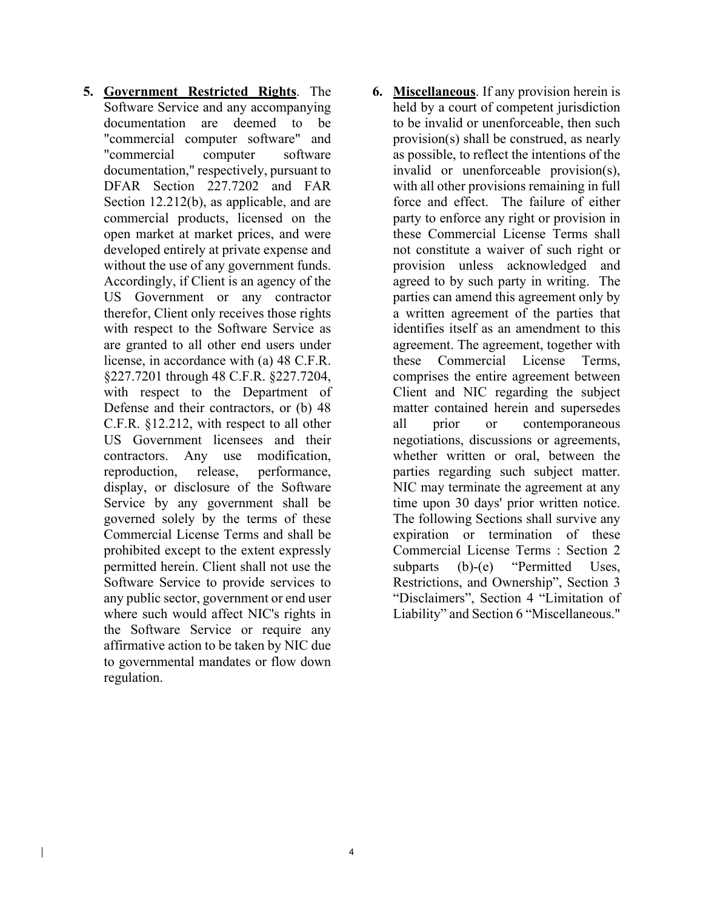5. **Government Restricted Rights**. The Software Service and any accompanying documentation are deemed to be "commercial computer software" and "commercial computer software documentation," respectively, pursuant to DFAR Section 227.7202 and FAR Section 12.212(b), as applicable, and are commercial products, licensed on the open market at market prices, and were developed entirely at private expense and without the use of any government funds. Accordingly, if Client is an agency of the US Government or any contractor therefor, Client only receives those rights with respect to the Software Service as are granted to all other end users under license, in accordance with (a) 48 C.F.R. §227.7201 through 48 C.F.R. §227.7204, with respect to the Department of Defense and their contractors, or (b) 48 C.F.R. §12.212, with respect to all other US Government licensees and their contractors. Any use modification, reproduction, release, performance, display, or disclosure of the Software Service by any government shall be governed solely by the terms of these Commercial License Terms and shall be prohibited except to the extent expressly permitted herein. Client shall not use the Software Service to provide services to any public sector, government or end user where such would affect NIC's rights in the Software Service or require any affirmative action to be taken by NIC due to governmental mandates or flow down regulation.

6. **Miscellaneous**. If any provision herein is held by a court of competent jurisdiction to be invalid or unenforceable, then such provision(s) shall be construed, as nearly as possible, to reflect the intentions of the invalid or unenforceable provision(s), with all other provisions remaining in full force and effect. The failure of either party to enforce any right or provision in these Commercial License Terms shall not constitute a waiver of such right or provision unless acknowledged and agreed to by such party in writing. The parties can amend this agreement only by a written agreement of the parties that identifies itself as an amendment to this agreement. The agreement, together with these Commercial License Terms, comprises the entire agreement between Client and NIC regarding the subject matter contained herein and supersedes all prior or contemporaneous negotiations, discussions or agreements, whether written or oral, between the parties regarding such subject matter. NIC may terminate the agreement at any time upon 30 days' prior written notice. The following Sections shall survive any expiration or termination of these Commercial License Terms : Section 2 subparts (b)-(e) "Permitted Uses, Restrictions, and Ownership", Section 3 "Disclaimers", Section 4 "Limitation of Liability" and Section 6 "Miscellaneous."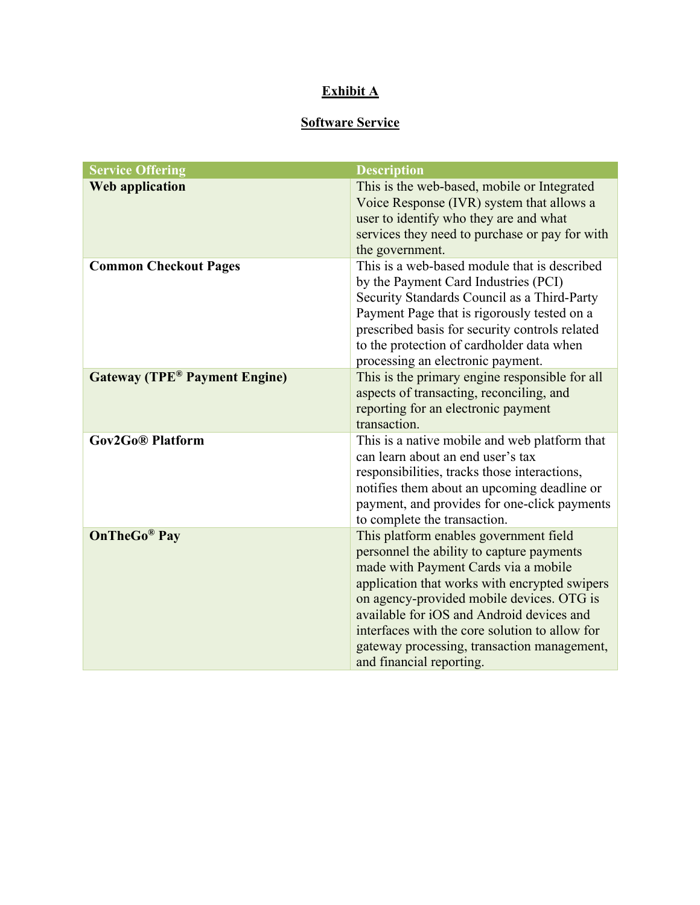**Exhibit A**

**Software Service**

| Service Offering | Description |
|---|---|
| **Web application** | This is the web-based, mobile or Integrated Voice Response (IVR) system that allows a user to identify who they are and what services they need to purchase or pay for with the government. |
| **Common Checkout Pages** | This is a web-based module that is described by the Payment Card Industries (PCI) Security Standards Council as a Third-Party Payment Page that is rigorously tested on a prescribed basis for security controls related to the protection of cardholder data when processing an electronic payment. |
| **Gateway (TPE® Payment Engine)** | This is the primary engine responsible for all aspects of transacting, reconciling, and reporting for an electronic payment transaction. |
| **Gov2Go® Platform** | This is a native mobile and web platform that can learn about an end user's tax responsibilities, tracks those interactions, notifies them about an upcoming deadline or payment, and provides for one-click payments to complete the transaction. |
| **OnTheGo® Pay** | This platform enables government field personnel the ability to capture payments made with Payment Cards via a mobile application that works with encrypted swipers on agency-provided mobile devices. OTG is available for iOS and Android devices and interfaces with the core solution to allow for gateway processing, transaction management, and financial reporting. |